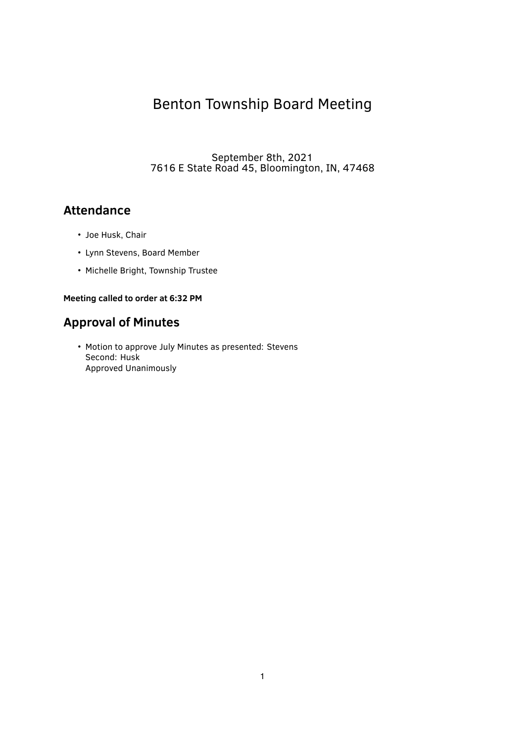# Benton Township Board Meeting

September 8th, 2021
7616 E State Road 45, Bloomington, IN, 47468

## Attendance

- Joe Husk, Chair
- Lynn Stevens, Board Member
- Michelle Bright, Township Trustee

**Meeting called to order at 6:32 PM**

## Approval of Minutes

- Motion to approve July Minutes as presented: Stevens
  Second: Husk
  Approved Unanimously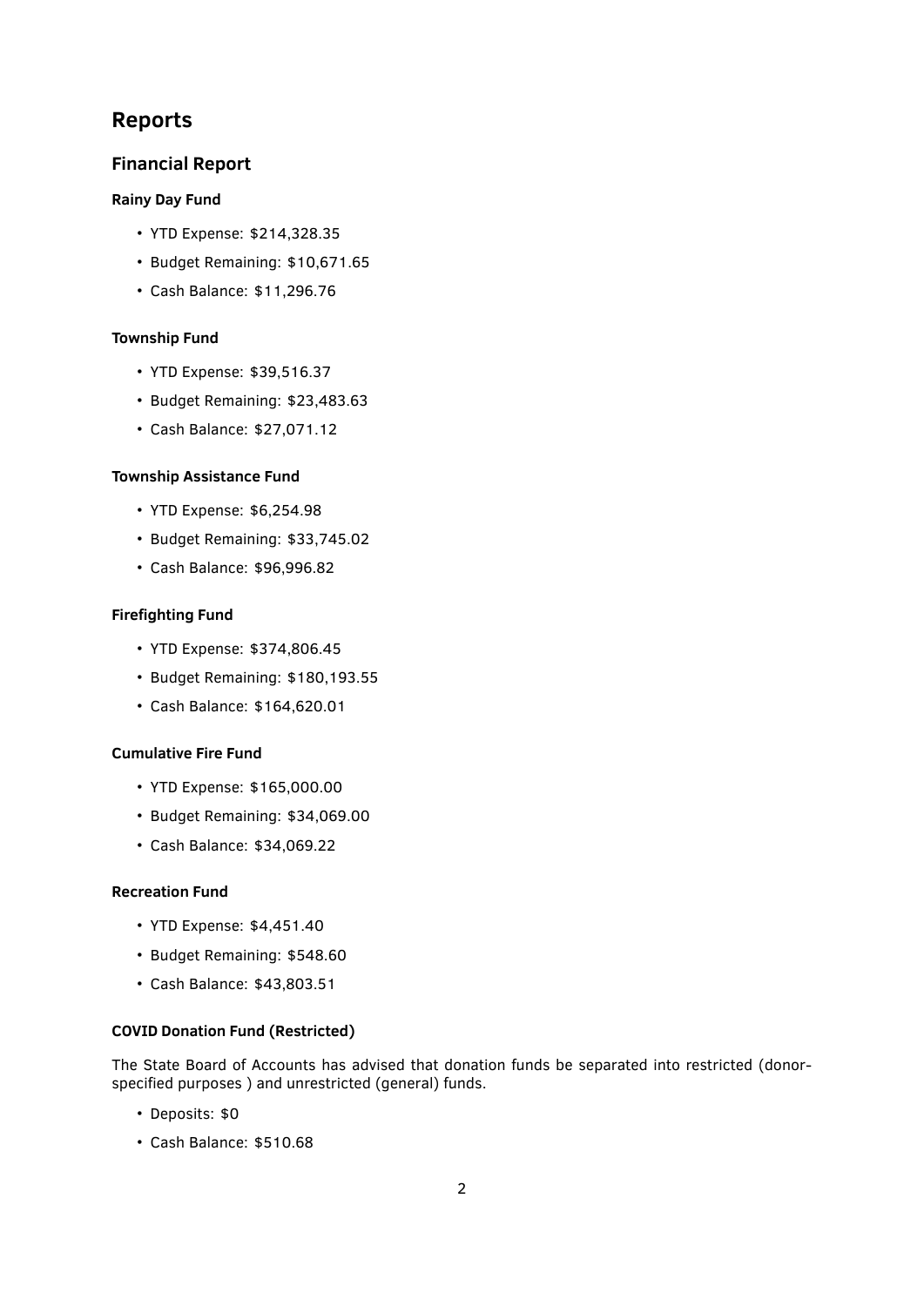## Reports

### Financial Report

#### Rainy Day Fund

- YTD Expense: $214,328.35
- Budget Remaining: $10,671.65
- Cash Balance: $11,296.76

#### Township Fund

- YTD Expense: $39,516.37
- Budget Remaining: $23,483.63
- Cash Balance: $27,071.12

#### Township Assistance Fund

- YTD Expense: $6,254.98
- Budget Remaining: $33,745.02
- Cash Balance: $96,996.82

#### Firefighting Fund

- YTD Expense: $374,806.45
- Budget Remaining: $180,193.55
- Cash Balance: $164,620.01

#### Cumulative Fire Fund

- YTD Expense: $165,000.00
- Budget Remaining: $34,069.00
- Cash Balance: $34,069.22

#### Recreation Fund

- YTD Expense: $4,451.40
- Budget Remaining: $548.60
- Cash Balance: $43,803.51

#### COVID Donation Fund (Restricted)

The State Board of Accounts has advised that donation funds be separated into restricted (donor-specified purposes ) and unrestricted (general) funds.

- Deposits: $0
- Cash Balance: $510.68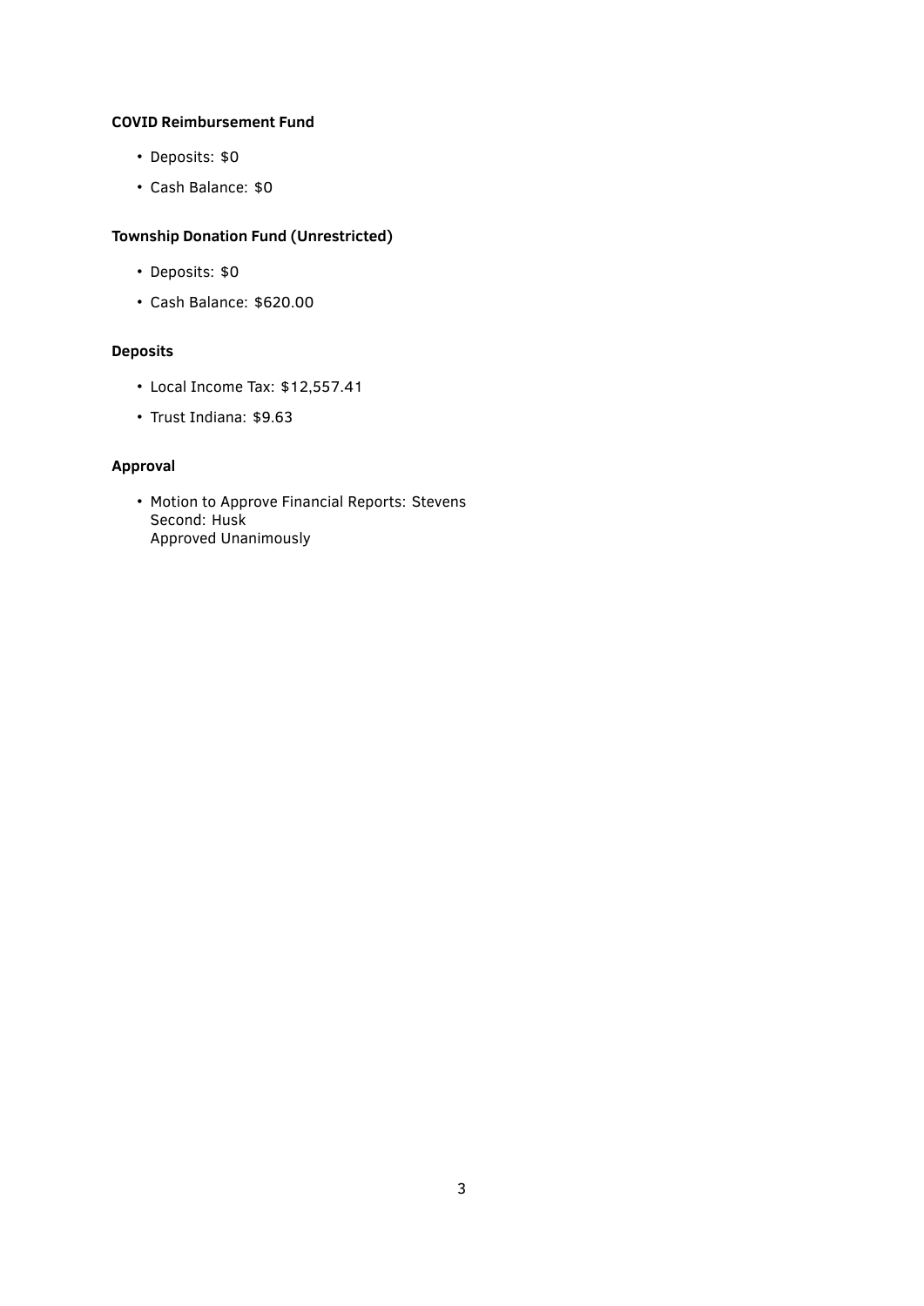**COVID Reimbursement Fund**

- Deposits: $0
- Cash Balance: $0

**Township Donation Fund (Unrestricted)**

- Deposits: $0
- Cash Balance: $620.00

**Deposits**

- Local Income Tax: $12,557.41
- Trust Indiana: $9.63

**Approval**

- Motion to Approve Financial Reports: Stevens
  Second: Husk
  Approved Unanimously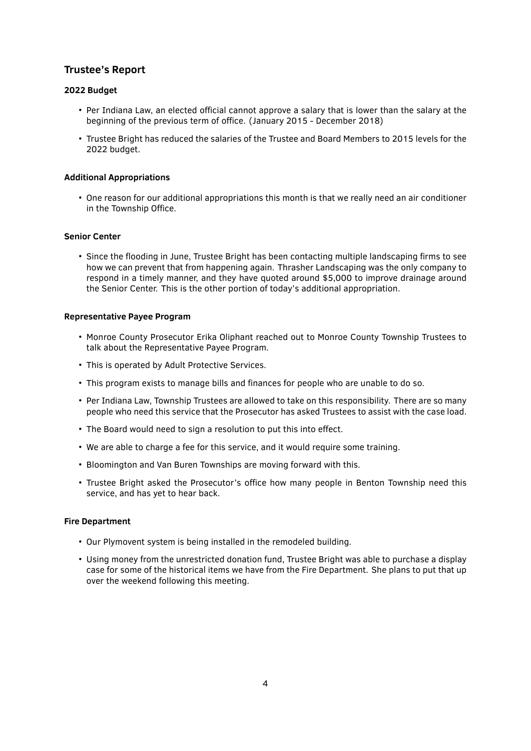## Trustee's Report

### 2022 Budget

- Per Indiana Law, an elected official cannot approve a salary that is lower than the salary at the beginning of the previous term of office. (January 2015 - December 2018)
- Trustee Bright has reduced the salaries of the Trustee and Board Members to 2015 levels for the 2022 budget.

### Additional Appropriations

- One reason for our additional appropriations this month is that we really need an air conditioner in the Township Office.

### Senior Center

- Since the flooding in June, Trustee Bright has been contacting multiple landscaping firms to see how we can prevent that from happening again. Thrasher Landscaping was the only company to respond in a timely manner, and they have quoted around $5,000 to improve drainage around the Senior Center. This is the other portion of today's additional appropriation.

### Representative Payee Program

- Monroe County Prosecutor Erika Oliphant reached out to Monroe County Township Trustees to talk about the Representative Payee Program.
- This is operated by Adult Protective Services.
- This program exists to manage bills and finances for people who are unable to do so.
- Per Indiana Law, Township Trustees are allowed to take on this responsibility. There are so many people who need this service that the Prosecutor has asked Trustees to assist with the case load.
- The Board would need to sign a resolution to put this into effect.
- We are able to charge a fee for this service, and it would require some training.
- Bloomington and Van Buren Townships are moving forward with this.
- Trustee Bright asked the Prosecutor's office how many people in Benton Township need this service, and has yet to hear back.

### Fire Department

- Our Plymovent system is being installed in the remodeled building.
- Using money from the unrestricted donation fund, Trustee Bright was able to purchase a display case for some of the historical items we have from the Fire Department. She plans to put that up over the weekend following this meeting.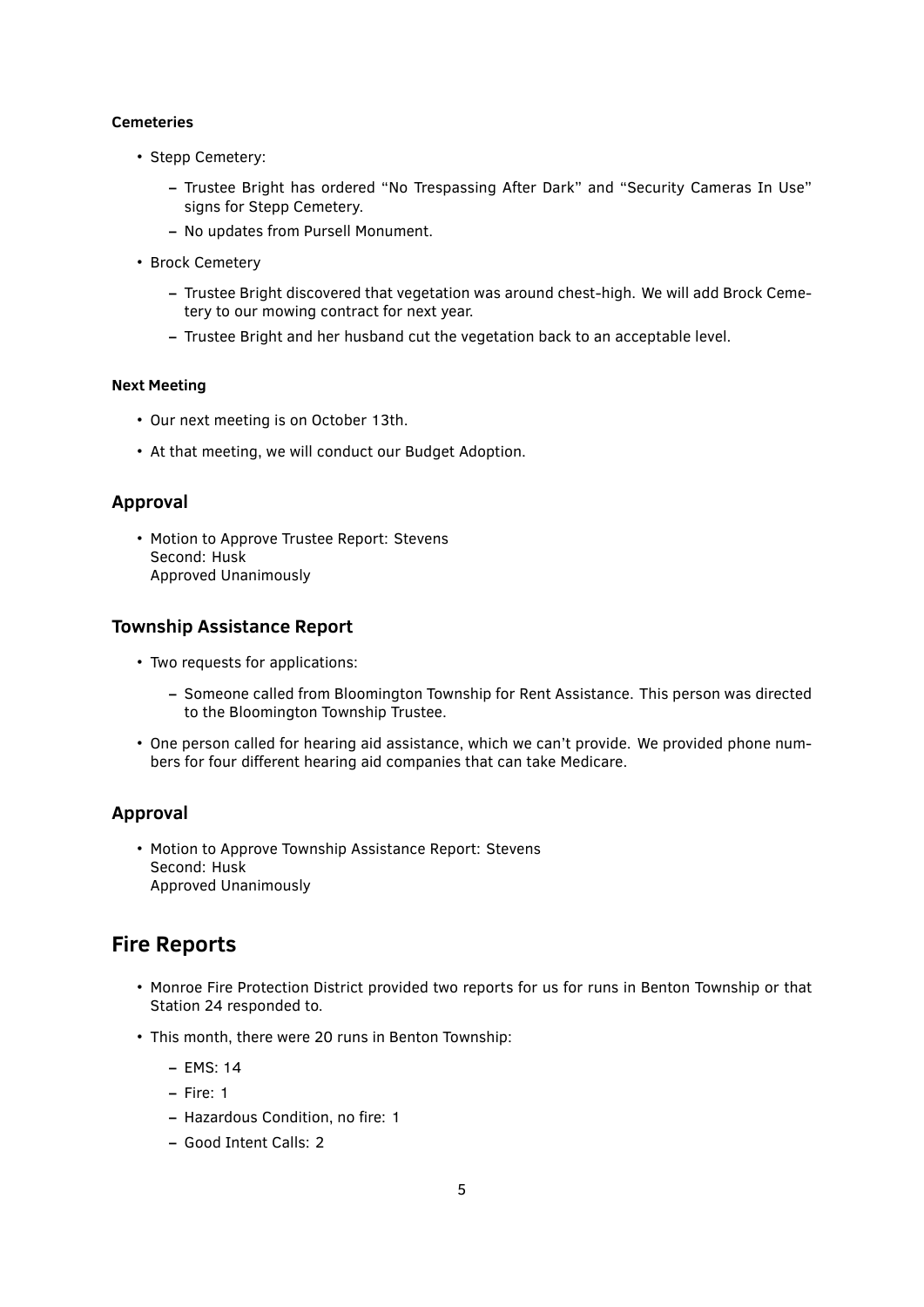#### Cemeteries

- Stepp Cemetery:
  - Trustee Bright has ordered "No Trespassing After Dark" and "Security Cameras In Use" signs for Stepp Cemetery.
  - No updates from Pursell Monument.
- Brock Cemetery
  - Trustee Bright discovered that vegetation was around chest-high. We will add Brock Cemetery to our mowing contract for next year.
  - Trustee Bright and her husband cut the vegetation back to an acceptable level.

#### Next Meeting

- Our next meeting is on October 13th.
- At that meeting, we will conduct our Budget Adoption.

### Approval

- Motion to Approve Trustee Report: Stevens
  Second: Husk
  Approved Unanimously

### Township Assistance Report

- Two requests for applications:
  - Someone called from Bloomington Township for Rent Assistance. This person was directed to the Bloomington Township Trustee.
- One person called for hearing aid assistance, which we can't provide. We provided phone numbers for four different hearing aid companies that can take Medicare.

### Approval

- Motion to Approve Township Assistance Report: Stevens
  Second: Husk
  Approved Unanimously

## Fire Reports

- Monroe Fire Protection District provided two reports for us for runs in Benton Township or that Station 24 responded to.
- This month, there were 20 runs in Benton Township:
  - EMS: 14
  - Fire: 1
  - Hazardous Condition, no fire: 1
  - Good Intent Calls: 2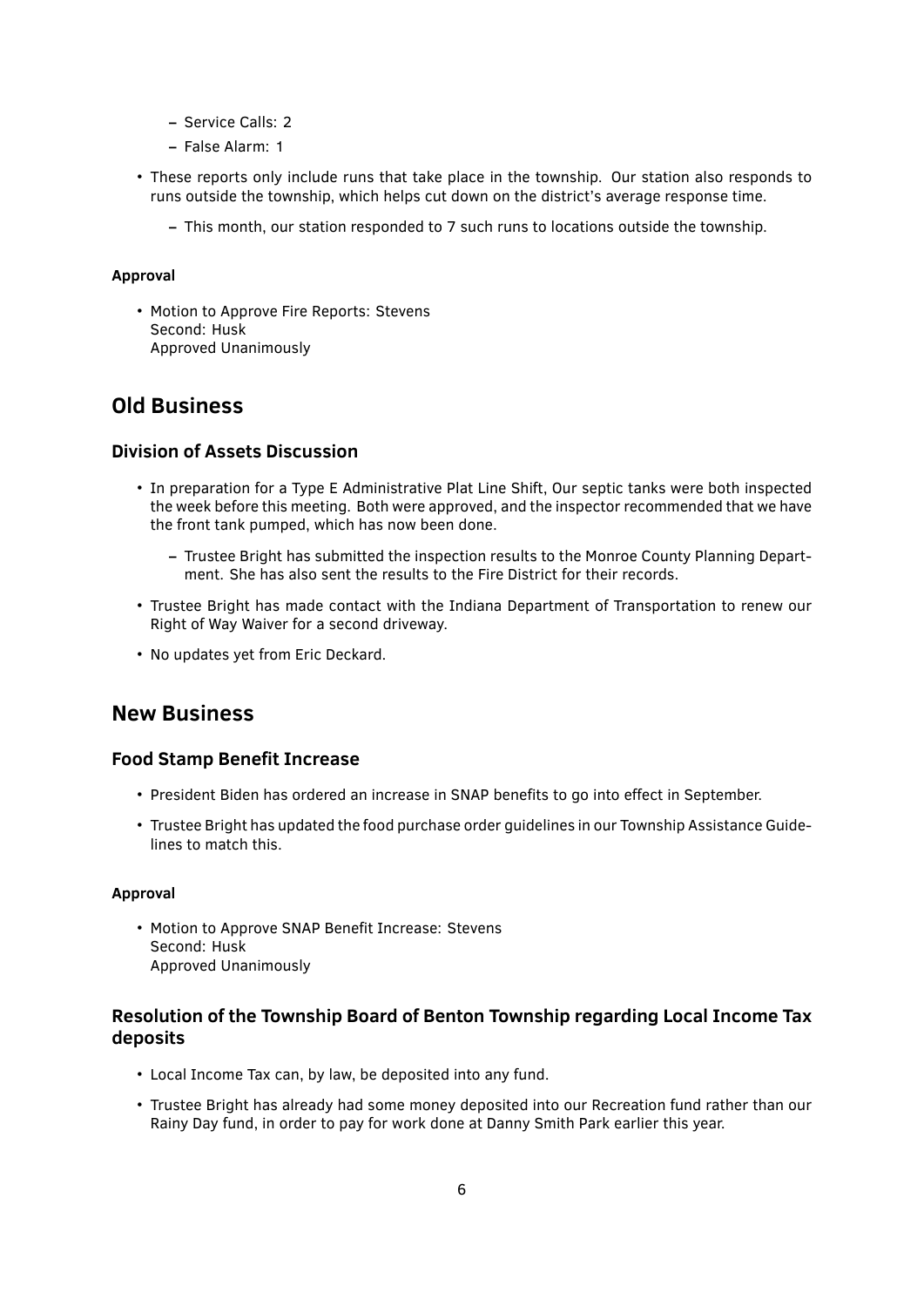- Service Calls: 2
  - False Alarm: 1

- These reports only include runs that take place in the township. Our station also responds to runs outside the township, which helps cut down on the district's average response time.
  - This month, our station responded to 7 such runs to locations outside the township.

#### Approval

- Motion to Approve Fire Reports: Stevens
  Second: Husk
  Approved Unanimously

## Old Business

### Division of Assets Discussion

- In preparation for a Type E Administrative Plat Line Shift, Our septic tanks were both inspected the week before this meeting. Both were approved, and the inspector recommended that we have the front tank pumped, which has now been done.
  - Trustee Bright has submitted the inspection results to the Monroe County Planning Department. She has also sent the results to the Fire District for their records.
- Trustee Bright has made contact with the Indiana Department of Transportation to renew our Right of Way Waiver for a second driveway.
- No updates yet from Eric Deckard.

## New Business

### Food Stamp Benefit Increase

- President Biden has ordered an increase in SNAP benefits to go into effect in September.
- Trustee Bright has updated the food purchase order guidelines in our Township Assistance Guidelines to match this.

#### Approval

- Motion to Approve SNAP Benefit Increase: Stevens
  Second: Husk
  Approved Unanimously

### Resolution of the Township Board of Benton Township regarding Local Income Tax deposits

- Local Income Tax can, by law, be deposited into any fund.
- Trustee Bright has already had some money deposited into our Recreation fund rather than our Rainy Day fund, in order to pay for work done at Danny Smith Park earlier this year.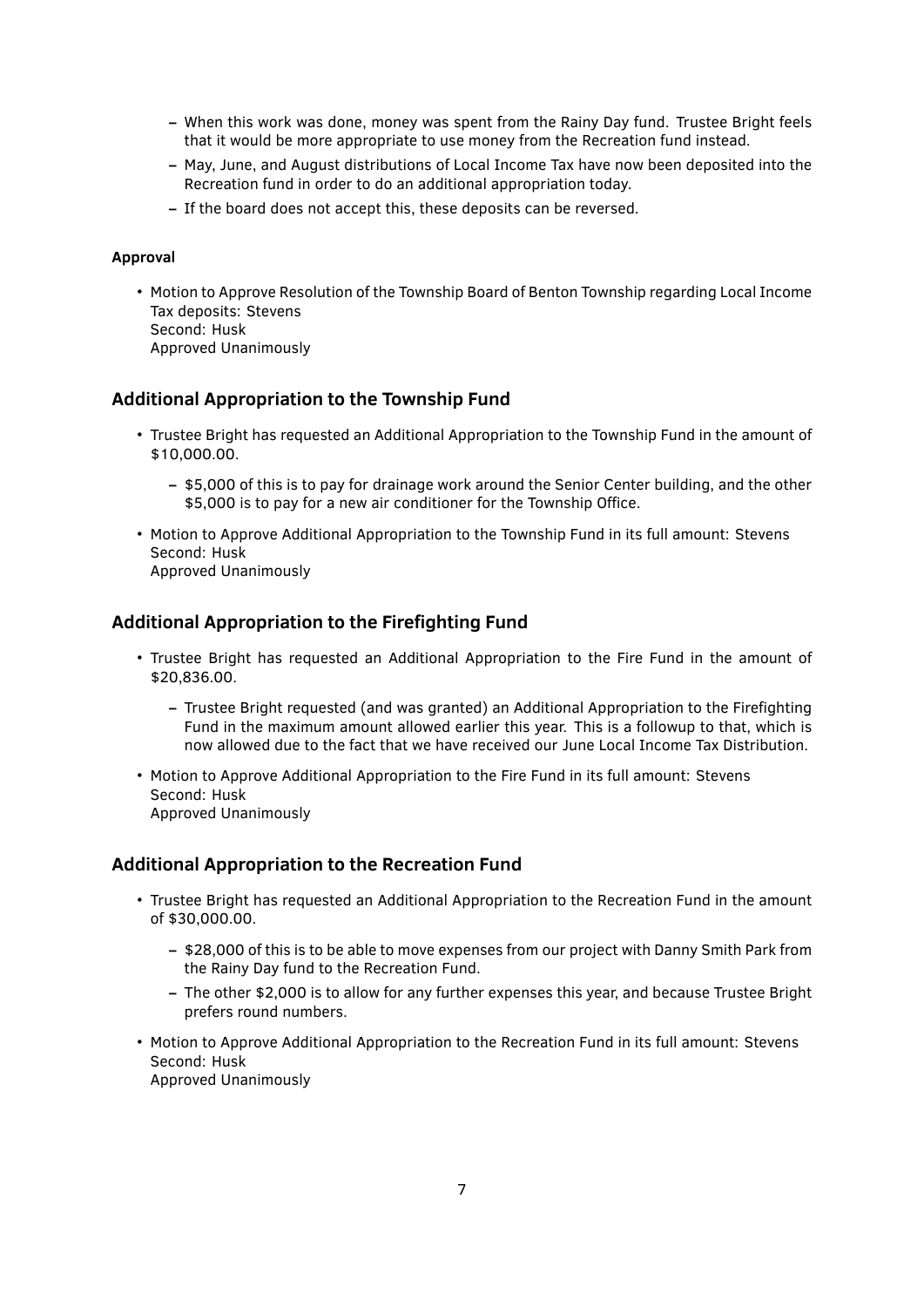- When this work was done, money was spent from the Rainy Day fund. Trustee Bright feels that it would be more appropriate to use money from the Recreation fund instead.
  - May, June, and August distributions of Local Income Tax have now been deposited into the Recreation fund in order to do an additional appropriation today.
  - If the board does not accept this, these deposits can be reversed.

**Approval**

- Motion to Approve Resolution of the Township Board of Benton Township regarding Local Income Tax deposits: Stevens  
  Second: Husk  
  Approved Unanimously

## Additional Appropriation to the Township Fund

- Trustee Bright has requested an Additional Appropriation to the Township Fund in the amount of $10,000.00.
  - $5,000 of this is to pay for drainage work around the Senior Center building, and the other $5,000 is to pay for a new air conditioner for the Township Office.
- Motion to Approve Additional Appropriation to the Township Fund in its full amount: Stevens  
  Second: Husk  
  Approved Unanimously

## Additional Appropriation to the Firefighting Fund

- Trustee Bright has requested an Additional Appropriation to the Fire Fund in the amount of $20,836.00.
  - Trustee Bright requested (and was granted) an Additional Appropriation to the Firefighting Fund in the maximum amount allowed earlier this year. This is a followup to that, which is now allowed due to the fact that we have received our June Local Income Tax Distribution.
- Motion to Approve Additional Appropriation to the Fire Fund in its full amount: Stevens  
  Second: Husk  
  Approved Unanimously

## Additional Appropriation to the Recreation Fund

- Trustee Bright has requested an Additional Appropriation to the Recreation Fund in the amount of $30,000.00.
  - $28,000 of this is to be able to move expenses from our project with Danny Smith Park from the Rainy Day fund to the Recreation Fund.
  - The other $2,000 is to allow for any further expenses this year, and because Trustee Bright prefers round numbers.
- Motion to Approve Additional Appropriation to the Recreation Fund in its full amount: Stevens  
  Second: Husk  
  Approved Unanimously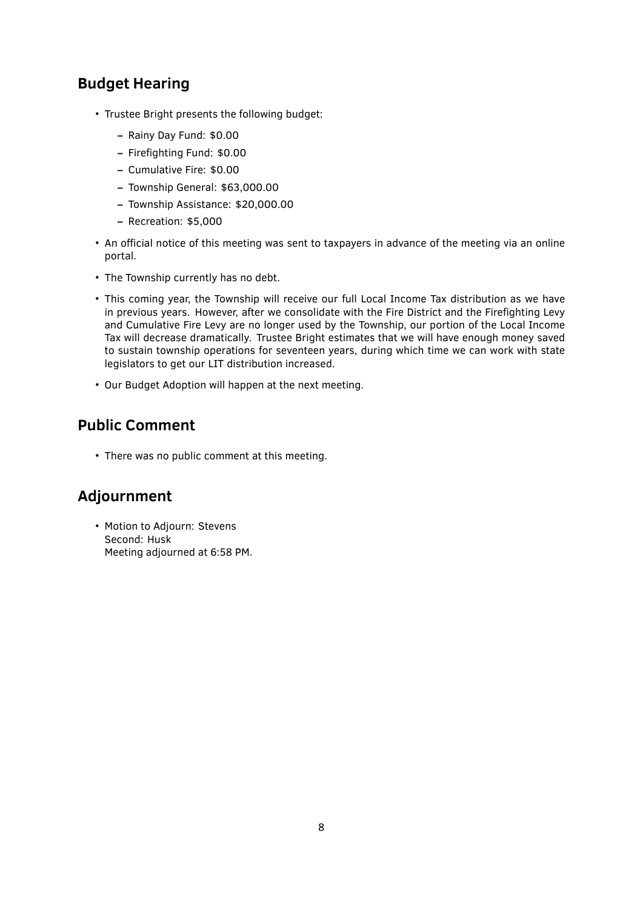## Budget Hearing

- Trustee Bright presents the following budget:
  - Rainy Day Fund: $0.00
  - Firefighting Fund: $0.00
  - Cumulative Fire: $0.00
  - Township General: $63,000.00
  - Township Assistance: $20,000.00
  - Recreation: $5,000
- An official notice of this meeting was sent to taxpayers in advance of the meeting via an online portal.
- The Township currently has no debt.
- This coming year, the Township will receive our full Local Income Tax distribution as we have in previous years. However, after we consolidate with the Fire District and the Firefighting Levy and Cumulative Fire Levy are no longer used by the Township, our portion of the Local Income Tax will decrease dramatically. Trustee Bright estimates that we will have enough money saved to sustain township operations for seventeen years, during which time we can work with state legislators to get our LIT distribution increased.
- Our Budget Adoption will happen at the next meeting.

## Public Comment

- There was no public comment at this meeting.

## Adjournment

- Motion to Adjourn: Stevens
  Second: Husk
  Meeting adjourned at 6:58 PM.